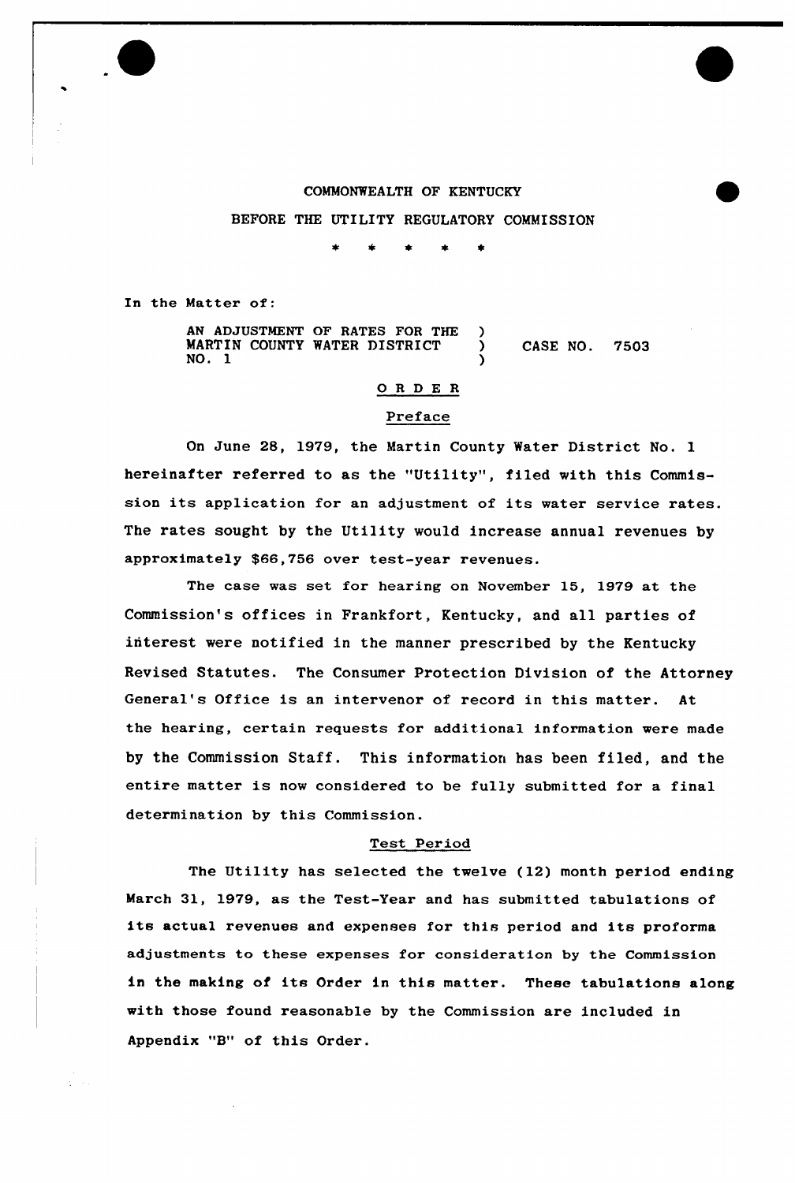COMMONWEALTH OF KENTUCKY

BEFORE THE UTILITY REGULATORY COMMISSION

\* \* \* \* \*

In the Matter of:

AN ADJUSTMENT OF RATES FOR THE MARTIN COUNTY WATER DISTRICT NO. 1 ) CASE NO. 7503

## ORDER

### Preface

On June 28, 1979, the Martin County Water District No. 1 hereinafter referred to as the "Utility", filed with this Commission its application for an adjustment of its water service rates. The rates sought by the Utility would increase annual revenues by approximately $66,756 over test-year revenues.

The case was set for hearing on November 15, 1979 at the Commission's offices in Frankfort, Kentucky, and all parties of interest were notified in the manner prescribed by the Kentucky Revised Statutes. The Consumer Protection Division of the Attorney General's Office is an intervenor of record in this matter. At the hearing, certain requests for additional information were made by the Commission Staff. This information has been filed, and the entire matter is now considered to be fully submitted for a final determination by this Commission.

### Test Period

The Utility has selected the twelve (12) month period ending March 31, 1979, as the Test-Year and has submitted tabulations of its actual revenues and expenses for this period and its proforma adjustments to these expenses for consideration by the Commission in the making of its Order in this matter. These tabulations along with those found reasonable by the Commission are included in Appendix "B" of this Order.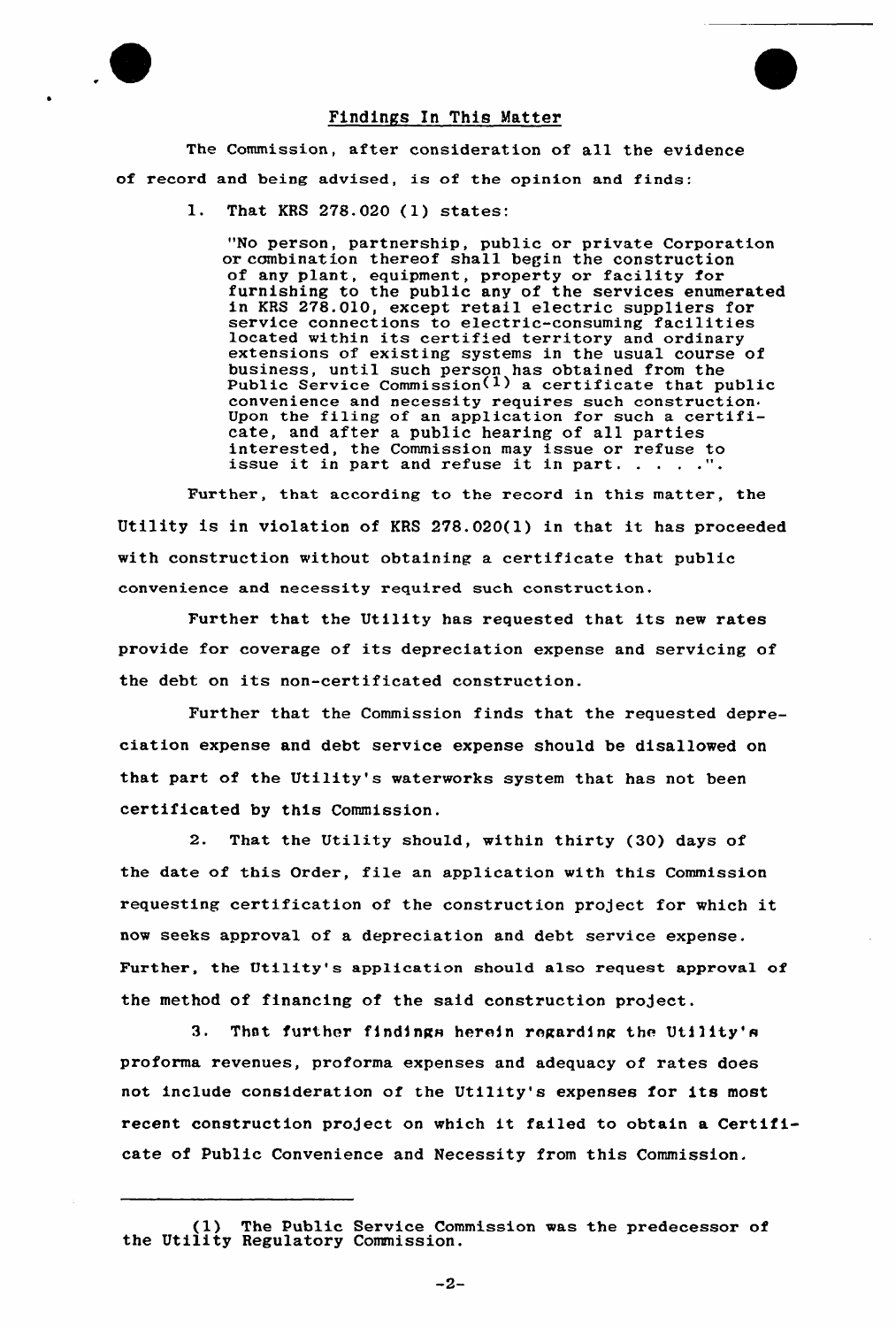## Findings In This Matter

The Commission, after consideration of all the evidence of record and being advised, is of the opinion and finds:

1. That KRS 278.020 (1) states:

> "No person, partnership, public or private Corporation or combination thereof shall begin the construction of any plant, equipment, property or facility for furnishing to the public any of the services enumerated in KRS 278.010, except retail electric suppliers for service connections to electric-consuming facilities located within its certified territory and ordinary extensions of existing systems in the usual course of business, until such person has obtained from the Public Service Commission(1) a certificate that public convenience and necessity requires such construction. Upon the filing of an application for such a certificate, and after a public hearing of all parties interested, the Commission may issue or refuse to issue it in part and refuse it in part. . . . .".

Further, that according to the record in this matter, the Utility is in violation of KRS 278.020(1) in that it has proceeded with construction without obtaining a certificate that public convenience and necessity required such construction.

Further that the Utility has requested that its new rates provide for coverage of its depreciation expense and servicing of the debt on its non-certificated construction.

Further that the Commission finds that the requested depreciation expense and debt service expense should be disallowed on that part of the Utility's waterworks system that has not been certificated by this Commission.

2. That the Utility should, within thirty (30) days of the date of this Order, file an application with this Commission requesting certification of the construction project for which it now seeks approval of a depreciation and debt service expense. Further, the Utility's application should also request approval of the method of financing of the said construction project.

3. That further findings herein regarding the Utility's proforma revenues, proforma expenses and adequacy of rates does not include consideration of the Utility's expenses for its most recent construction project on which it failed to obtain a Certificate of Public Convenience and Necessity from this Commission.

---

(1) The Public Service Commission was the predecessor of the Utility Regulatory Commission.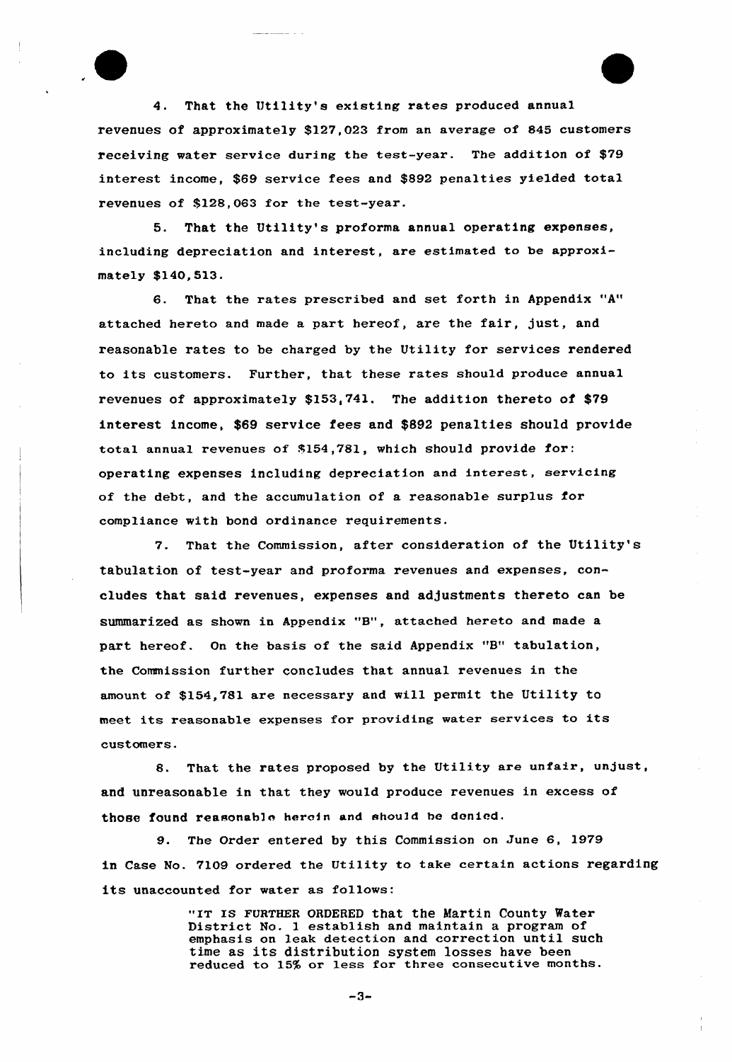4. That the Utility's existing rates produced annual revenues of approximately $127,023 from an average of 845 customers receiving water service during the test-year. The addition of $79 interest income, $69 service fees and $892 penalties yielded total revenues of $128,063 for the test-year.

5. That the Utility's proforma annual operating expenses, including depreciation and interest, are estimated to be approximately $140,513.

6. That the rates prescribed and set forth in Appendix "A" attached hereto and made a part hereof, are the fair, just, and reasonable rates to be charged by the Utility for services rendered to its customers. Further, that these rates should produce annual revenues of approximately $153,741. The addition thereto of $79 interest income, $69 service fees and $892 penalties should provide total annual revenues of $154,781, which should provide for: operating expenses including depreciation and interest, servicing of the debt, and the accumulation of a reasonable surplus for compliance with bond ordinance requirements.

7. That the Commission, after consideration of the Utility's tabulation of test-year and proforma revenues and expenses, concludes that said revenues, expenses and adjustments thereto can be summarized as shown in Appendix "B", attached hereto and made a part hereof. On the basis of the said Appendix "B" tabulation, the Commission further concludes that annual revenues in the amount of $154,781 are necessary and will permit the Utility to meet its reasonable expenses for providing water services to its customers.

8. That the rates proposed by the Utility are unfair, unjust, and unreasonable in that they would produce revenues in excess of those found reasonable herein and should be denied.

9. The Order entered by this Commission on June 6, 1979 in Case No. 7109 ordered the Utility to take certain actions regarding its unaccounted for water as follows:

> "IT IS FURTHER ORDERED that the Martin County Water District No. 1 establish and maintain a program of emphasis on leak detection and correction until such time as its distribution system losses have been reduced to 15% or less for three consecutive months.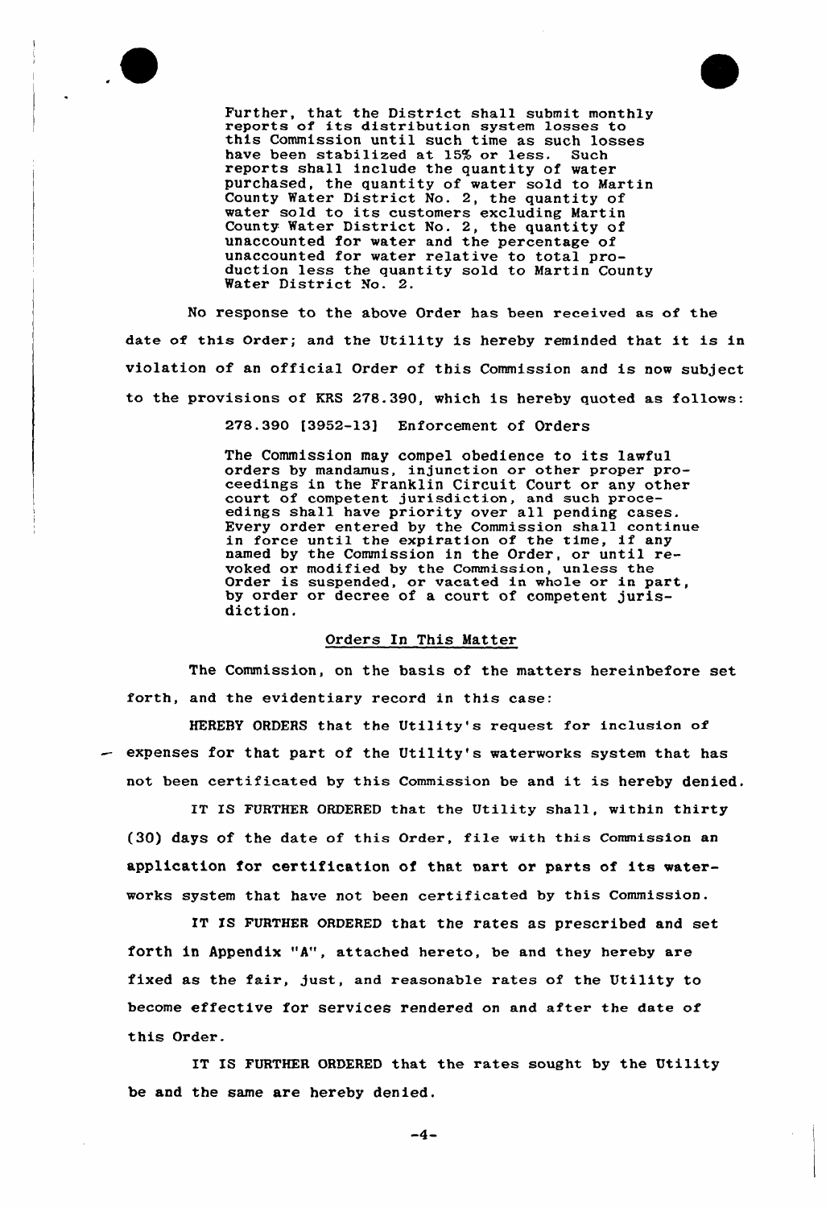> Further, that the District shall submit monthly reports of its distribution system losses to this Commission until such time as such losses have been stabilized at 15% or less. Such reports shall include the quantity of water purchased, the quantity of water sold to Martin County Water District No. 2, the quantity of water sold to its customers excluding Martin County Water District No. 2, the quantity of unaccounted for water and the percentage of unaccounted for water relative to total production less the quantity sold to Martin County Water District No. 2.

No response to the above Order has been received as of the date of this Order; and the Utility is hereby reminded that it is in violation of an official Order of this Commission and is now subject to the provisions of KRS 278.390, which is hereby quoted as follows:

> 278.390 [3952-13] Enforcement of Orders
>
> The Commission may compel obedience to its lawful orders by mandamus, injunction or other proper proceedings in the Franklin Circuit Court or any other court of competent jurisdiction, and such proceedings shall have priority over all pending cases. Every order entered by the Commission shall continue in force until the expiration of the time, if any named by the Commission in the Order, or until revoked or modified by the Commission, unless the Order is suspended, or vacated in whole or in part, by order or decree of a court of competent jurisdiction.

## Orders In This Matter

The Commission, on the basis of the matters hereinbefore set forth, and the evidentiary record in this case:

HEREBY ORDERS that the Utility's request for inclusion of expenses for that part of the Utility's waterworks system that has not been certificated by this Commission be and it is hereby denied.

IT IS FURTHER ORDERED that the Utility shall, within thirty (30) days of the date of this Order, file with this Commission an application for certification of that part or parts of its waterworks system that have not been certificated by this Commission.

IT IS FURTHER ORDERED that the rates as prescribed and set forth in Appendix "A", attached hereto, be and they hereby are fixed as the fair, just, and reasonable rates of the Utility to become effective for services rendered on and after the date of this Order.

IT IS FURTHER ORDERED that the rates sought by the Utility be and the same are hereby denied.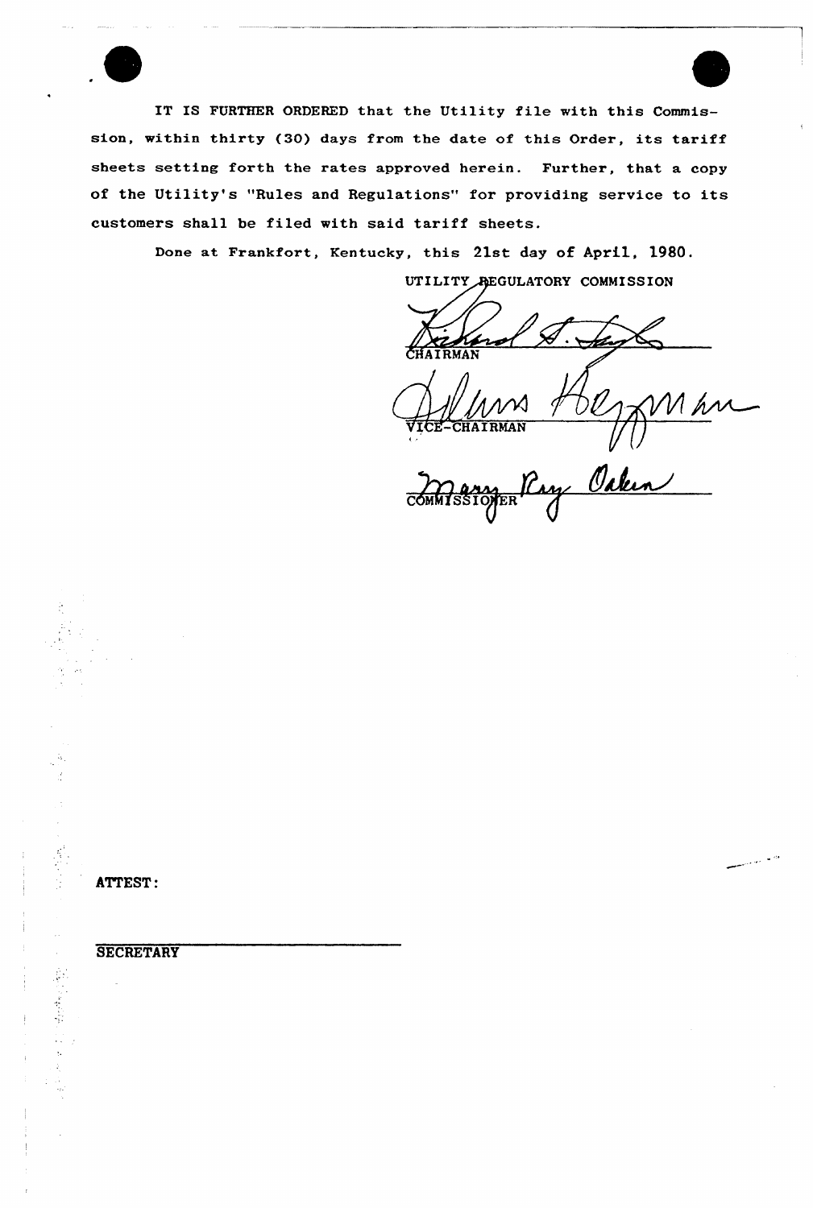IT IS FURTHER ORDERED that the Utility file with this Commission, within thirty (30) days from the date of this Order, its tariff sheets setting forth the rates approved herein. Further, that a copy of the Utility's "Rules and Regulations" for providing service to its customers shall be filed with said tariff sheets.

Done at Frankfort, Kentucky, this 21st day of April, 1980.

UTILITY REGULATORY COMMISSION

CHAIRMAN

VICE-CHAIRMAN

COMMISSIONER

ATTEST:

SECRETARY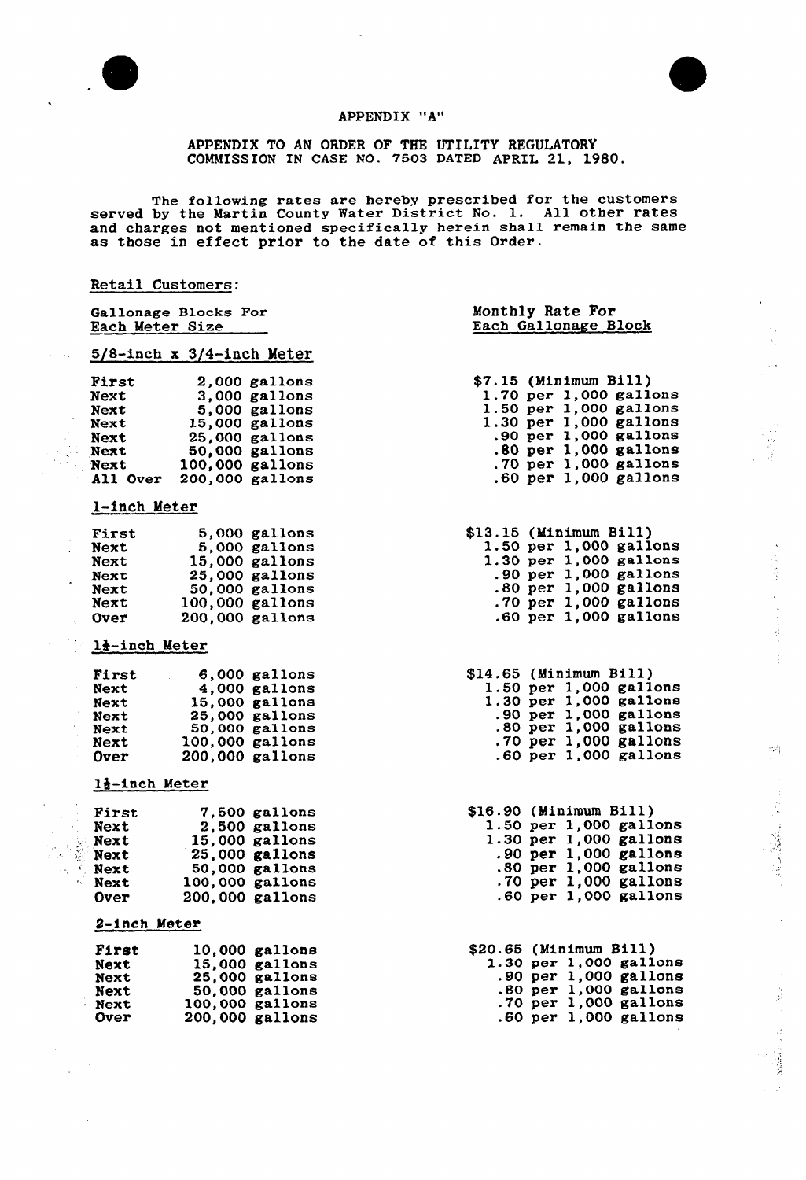APPENDIX "A"

APPENDIX TO AN ORDER OF THE UTILITY REGULATORY COMMISSION IN CASE NO. 7503 DATED APRIL 21, 1980.

The following rates are hereby prescribed for the customers served by the Martin County Water District No. 1. All other rates and charges not mentioned specifically herein shall remain the same as those in effect prior to the date of this Order.

Retail Customers:

| Gallonage Blocks For Each Meter Size | | Monthly Rate For Each Gallonage Block |
|---|---|---|
| **5/8-inch x 3/4-inch Meter** | | |
| First | 2,000 gallons | $7.15 (Minimum Bill) |
| Next | 3,000 gallons | 1.70 per 1,000 gallons |
| Next | 5,000 gallons | 1.50 per 1,000 gallons |
| Next | 15,000 gallons | 1.30 per 1,000 gallons |
| Next | 25,000 gallons | .90 per 1,000 gallons |
| Next | 50,000 gallons | .80 per 1,000 gallons |
| Next | 100,000 gallons | .70 per 1,000 gallons |
| All Over | 200,000 gallons | .60 per 1,000 gallons |
| **1-inch Meter** | | |
| First | 5,000 gallons | $13.15 (Minimum Bill) |
| Next | 5,000 gallons | 1.50 per 1,000 gallons |
| Next | 15,000 gallons | 1.30 per 1,000 gallons |
| Next | 25,000 gallons | .90 per 1,000 gallons |
| Next | 50,000 gallons | .80 per 1,000 gallons |
| Next | 100,000 gallons | .70 per 1,000 gallons |
| Over | 200,000 gallons | .60 per 1,000 gallons |
| **1¼-inch Meter** | | |
| First | 6,000 gallons | $14.65 (Minimum Bill) |
| Next | 4,000 gallons | 1.50 per 1,000 gallons |
| Next | 15,000 gallons | 1.30 per 1,000 gallons |
| Next | 25,000 gallons | .90 per 1,000 gallons |
| Next | 50,000 gallons | .80 per 1,000 gallons |
| Next | 100,000 gallons | .70 per 1,000 gallons |
| Over | 200,000 gallons | .60 per 1,000 gallons |
| **1½-inch Meter** | | |
| First | 7,500 gallons | $16.90 (Minimum Bill) |
| Next | 2,500 gallons | 1.50 per 1,000 gallons |
| Next | 15,000 gallons | 1.30 per 1,000 gallons |
| Next | 25,000 gallons | .90 per 1,000 gallons |
| Next | 50,000 gallons | .80 per 1,000 gallons |
| Next | 100,000 gallons | .70 per 1,000 gallons |
| Over | 200,000 gallons | .60 per 1,000 gallons |
| **2-inch Meter** | | |
| First | 10,000 gallons | $20.65 (Minimum Bill) |
| Next | 15,000 gallons | 1.30 per 1,000 gallons |
| Next | 25,000 gallons | .90 per 1,000 gallons |
| Next | 50,000 gallons | .80 per 1,000 gallons |
| Next | 100,000 gallons | .70 per 1,000 gallons |
| Over | 200,000 gallons | .60 per 1,000 gallons |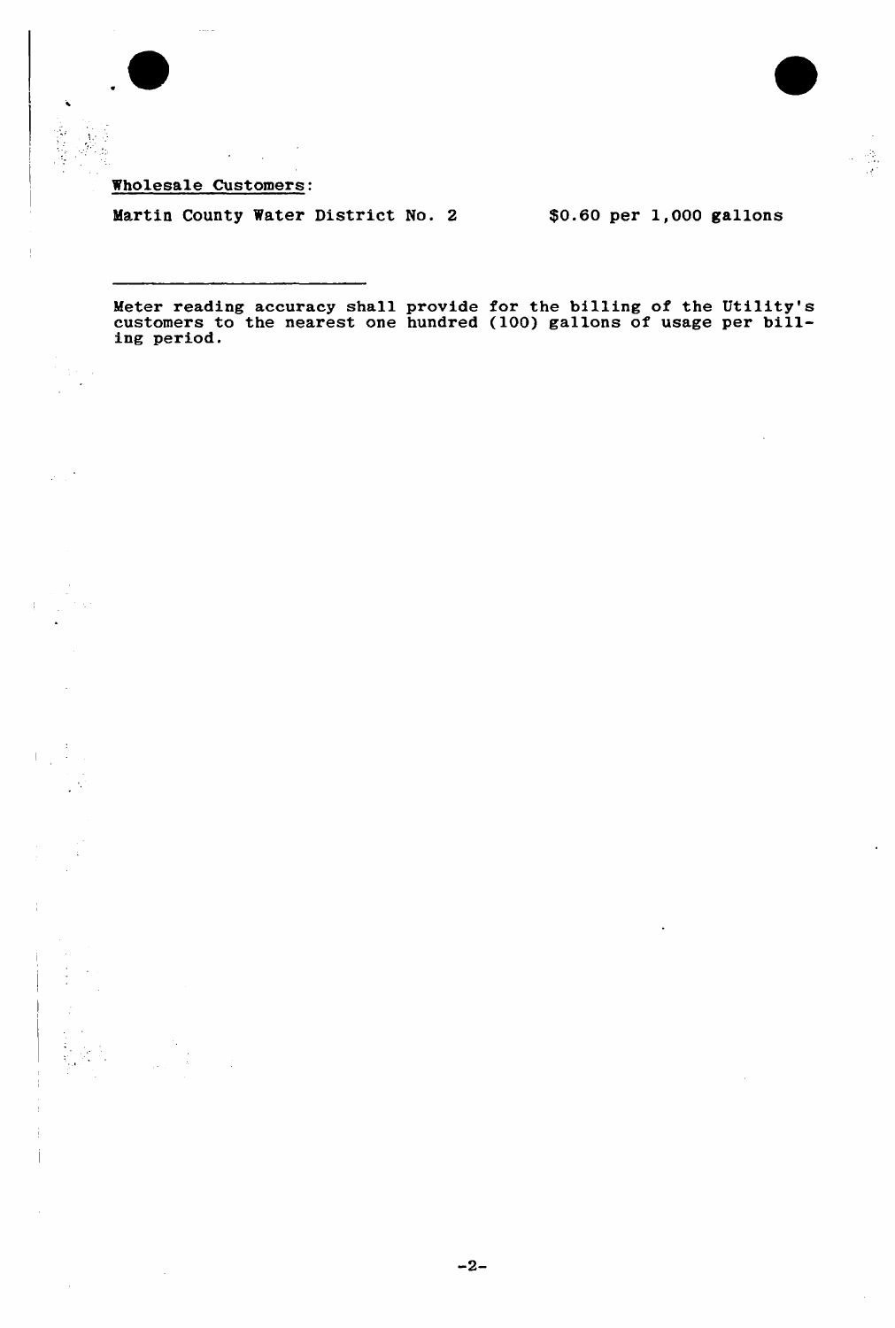Wholesale Customers:

| | |
|---|---|
| Martin County Water District No. 2 | $0.60 per 1,000 gallons |

---

Meter reading accuracy shall provide for the billing of the Utility's customers to the nearest one hundred (100) gallons of usage per billing period.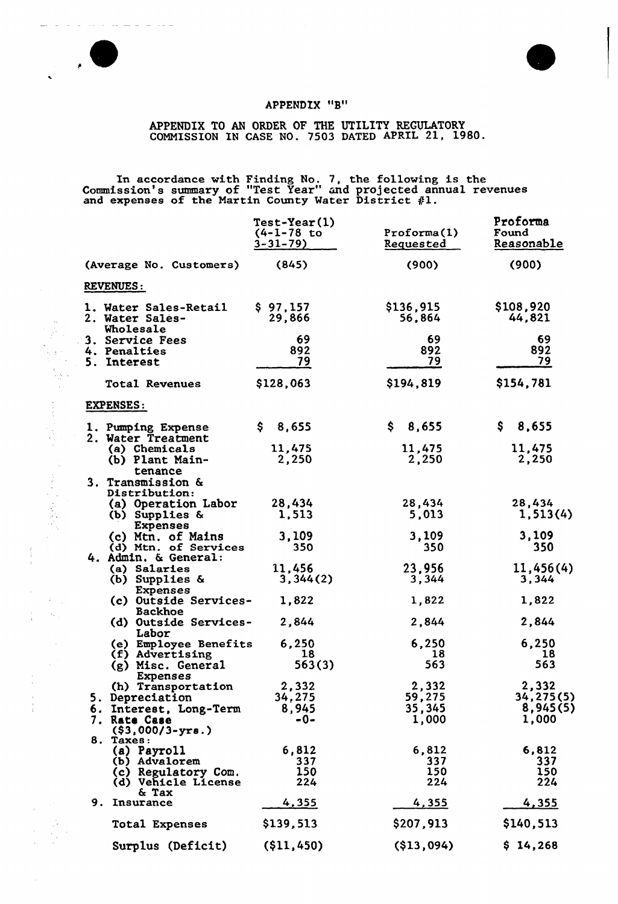# APPENDIX "B"

APPENDIX TO AN ORDER OF THE UTILITY REGULATORY COMMISSION IN CASE NO. 7503 DATED APRIL 21, 1980.

In accordance with Finding No. 7, the following is the Commission's summary of "Test Year" and projected annual revenues and expenses of the Martin County Water District #1.

| | Test-Year(1) (4-1-78 to 3-31-79) | Proforma(1) Requested | Proforma Found Reasonable |
|---|---|---|---|
| (Average No. Customers) | (845) | (900) | (900) |
| **REVENUES:** | | | |
| 1. Water Sales-Retail | $ 97,157 | $136,915 | $108,920 |
| 2. Water Sales-Wholesale | 29,866 | 56,864 | 44,821 |
| 3. Service Fees | 69 | 69 | 69 |
| 4. Penalties | 892 | 892 | 892 |
| 5. Interest | 79 | 79 | 79 |
| Total Revenues | $128,063 | $194,819 | $154,781 |
| **EXPENSES:** | | | |
| 1. Pumping Expense | $ 8,655 | $ 8,655 | $ 8,655 |
| 2. Water Treatment | | | |
| (a) Chemicals | 11,475 | 11,475 | 11,475 |
| (b) Plant Maintenance | 2,250 | 2,250 | 2,250 |
| 3. Transmission & Distribution: | | | |
| (a) Operation Labor | 28,434 | 28,434 | 28,434 |
| (b) Supplies & Expenses | 1,513 | 5,013 | 1,513(4) |
| (c) Mtn. of Mains | 3,109 | 3,109 | 3,109 |
| (d) Mtn. of Services | 350 | 350 | 350 |
| 4. Admin. & General: | | | |
| (a) Salaries | 11,456 | 23,956 | 11,456(4) |
| (b) Supplies & Expenses | 3,344(2) | 3,344 | 3,344 |
| (c) Outside Services-Backhoe | 1,822 | 1,822 | 1,822 |
| (d) Outside Services-Labor | 2,844 | 2,844 | 2,844 |
| (e) Employee Benefits | 6,250 | 6,250 | 6,250 |
| (f) Advertising | 18 | 18 | 18 |
| (g) Misc. General Expenses | 563(3) | 563 | 563 |
| (h) Transportation | 2,332 | 2,332 | 2,332 |
| 5. Depreciation | 34,275 | 59,275 | 34,275(5) |
| 6. Interest, Long-Term | 8,945 | 35,345 | 8,945(5) |
| 7. Rate Case ($3,000/3-yrs.) | -0- | 1,000 | 1,000 |
| 8. Taxes: | | | |
| (a) Payroll | 6,812 | 6,812 | 6,812 |
| (b) Advalorem | 337 | 337 | 337 |
| (c) Regulatory Com. | 150 | 150 | 150 |
| (d) Vehicle License & Tax | 224 | 224 | 224 |
| 9. Insurance | 4,355 | 4,355 | 4,355 |
| Total Expenses | $139,513 | $207,913 | $140,513 |
| Surplus (Deficit) | ($11,450) | ($13,094) | $ 14,268 |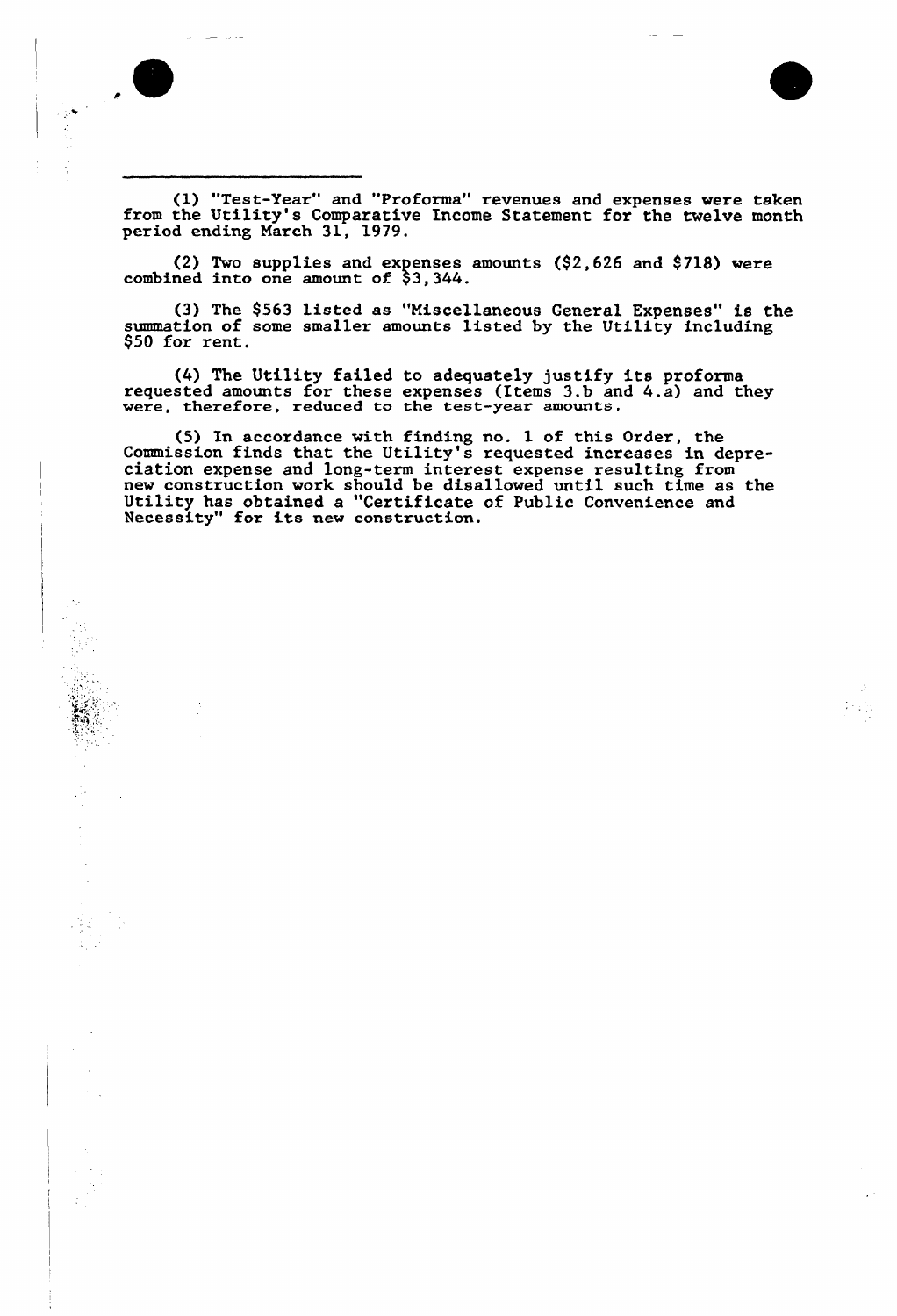---

(1) "Test-Year" and "Proforma" revenues and expenses were taken from the Utility's Comparative Income Statement for the twelve month period ending March 31, 1979.

(2) Two supplies and expenses amounts ($2,626 and $718) were combined into one amount of $3,344.

(3) The $563 listed as "Miscellaneous General Expenses" is the summation of some smaller amounts listed by the Utility including $50 for rent.

(4) The Utility failed to adequately justify its proforma requested amounts for these expenses (Items 3.b and 4.a) and they were, therefore, reduced to the test-year amounts.

(5) In accordance with finding no. 1 of this Order, the Commission finds that the Utility's requested increases in depreciation expense and long-term interest expense resulting from new construction work should be disallowed until such time as the Utility has obtained a "Certificate of Public Convenience and Necessity" for its new construction.